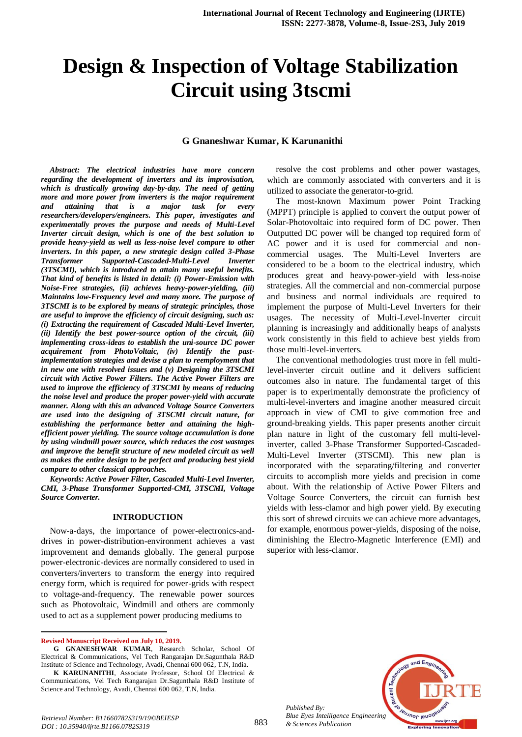# Design & Inspection of Voltage Stabilization Circuit using 3tscmi

**G Gnaneshwar Kumar, K Karunanithi**

***Abstract: The electrical industries have more concern regarding the development of inverters and its improvisation, which is drastically growing day-by-day. The need of getting more and more power from inverters is the major requirement and attaining that is a major task for every researchers/developers/engineers. This paper, investigates and experimentally proves the purpose and needs of Multi-Level Inverter circuit design, which is one of the best solution to provide heavy-yield as well as less-noise level compare to other inverters. In this paper, a new strategic design called 3-Phase Transformer Supported-Cascaded-Multi-Level Inverter (3TSCMI), which is introduced to attain many useful benefits. That kind of benefits is listed in detail: (i) Power-Emission with Noise-Free strategies, (ii) achieves heavy-power-yielding, (iii) Maintains low-Frequency level and many more. The purpose of 3TSCMI is to be explored by means of strategic principles, those are useful to improve the efficiency of circuit designing, such as: (i) Extracting the requirement of Cascaded Multi-Level Inverter, (ii) Identify the best power-source option of the circuit, (iii) implementing cross-ideas to establish the uni-source DC power acquirement from PhotoVoltaic, (iv) Identify the past-implementation strategies and devise a plan to reemployment that in new one with resolved issues and (v) Designing the 3TSCMI circuit with Active Power Filters. The Active Power Filters are used to improve the efficiency of 3TSCMI by means of reducing the noise level and produce the proper power-yield with accurate manner. Along with this an advanced Voltage Source Converters are used into the designing of 3TSCMI circuit nature, for establishing the performance better and attaining the high-efficient power yielding. The source voltage accumulation is done by using windmill power source, which reduces the cost wastages and improve the benefit structure of new modeled circuit as well as makes the entire design to be perfect and producing best yield compare to other classical approaches.***

***Keywords: Active Power Filter, Cascaded Multi-Level Inverter, CMI, 3-Phase Transformer Supported-CMI, 3TSCMI, Voltage Source Converter.***

## INTRODUCTION

Now-a-days, the importance of power-electronics-and-drives in power-distribution-environment achieves a vast improvement and demands globally. The general purpose power-electronic-devices are normally considered to used in converters/inverters to transform the energy into required energy form, which is required for power-grids with respect to voltage-and-frequency. The renewable power sources such as Photovoltaic, Windmill and others are commonly used to act as a supplement power producing mediums to resolve the cost problems and other power wastages, which are commonly associated with converters and it is utilized to associate the generator-to-grid.

The most-known Maximum power Point Tracking (MPPT) principle is applied to convert the output power of Solar-Photovoltaic into required form of DC power. Then Outputted DC power will be changed top required form of AC power and it is used for commercial and non-commercial usages. The Multi-Level Inverters are considered to be a boom to the electrical industry, which produces great and heavy-power-yield with less-noise strategies. All the commercial and non-commercial purpose and business and normal individuals are required to implement the purpose of Multi-Level Inverters for their usages. The necessity of Multi-Level-Inverter circuit planning is increasingly and additionally heaps of analysts work consistently in this field to achieve best yields from those multi-level-inverters.

The conventional methodologies trust more in fell multi-level-inverter circuit outline and it delivers sufficient outcomes also in nature. The fundamental target of this paper is to experimentally demonstrate the proficiency of multi-level-inverters and imagine another measured circuit approach in view of CMI to give commotion free and ground-breaking yields. This paper presents another circuit plan nature in light of the customary fell multi-level-inverter, called 3-Phase Transformer Supported-Cascaded-Multi-Level Inverter (3TSCMI). This new plan is incorporated with the separating/filtering and converter circuits to accomplish more yields and precision in come about. With the relationship of Active Power Filters and Voltage Source Converters, the circuit can furnish best yields with less-clamor and high power yield. By executing this sort of shrewd circuits we can achieve more advantages, for example, enormous power-yields, disposing of the noise, diminishing the Electro-Magnetic Interference (EMI) and superior with less-clamor.

---

**Revised Manuscript Received on July 10, 2019.**

**G GNANESHWAR KUMAR**, Research Scholar, School Of Electrical & Communications, Vel Tech Rangarajan Dr.Sagunthala R&D Institute of Science and Technology, Avadi, Chennai 600 062, T.N, India.

**K KARUNANITHI**, Associate Professor, School Of Electrical & Communications, Vel Tech Rangarajan Dr.Sagunthala R&D Institute of Science and Technology, Avadi, Chennai 600 062, T.N, India.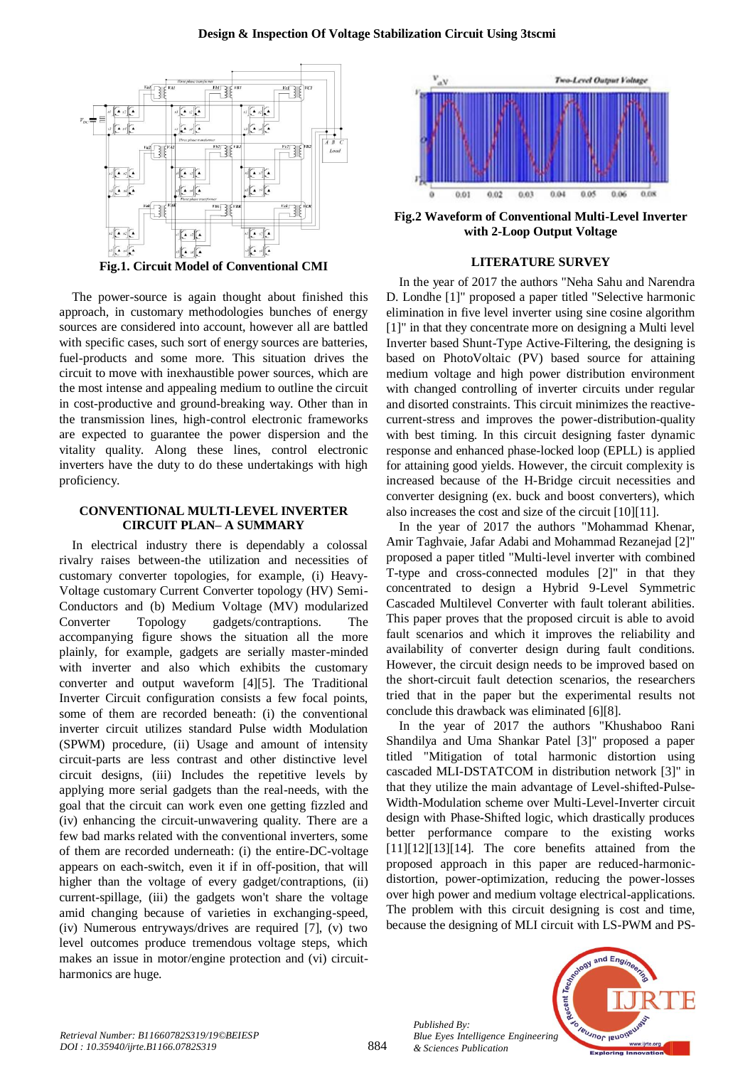**Fig.1. Circuit Model of Conventional CMI**

The power-source is again thought about finished this approach, in customary methodologies bunches of energy sources are considered into account, however all are battled with specific cases, such sort of energy sources are batteries, fuel-products and some more. This situation drives the circuit to move with inexhaustible power sources, which are the most intense and appealing medium to outline the circuit in cost-productive and ground-breaking way. Other than in the transmission lines, high-control electronic frameworks are expected to guarantee the power dispersion and the vitality quality. Along these lines, control electronic inverters have the duty to do these undertakings with high proficiency.

## CONVENTIONAL MULTI-LEVEL INVERTER CIRCUIT PLAN– A SUMMARY

In electrical industry there is dependably a colossal rivalry raises between-the utilization and necessities of customary converter topologies, for example, (i) Heavy-Voltage customary Current Converter topology (HV) Semi-Conductors and (b) Medium Voltage (MV) modularized Converter Topology gadgets/contraptions. The accompanying figure shows the situation all the more plainly, for example, gadgets are serially master-minded with inverter and also which exhibits the customary converter and output waveform [4][5]. The Traditional Inverter Circuit configuration consists a few focal points, some of them are recorded beneath: (i) the conventional inverter circuit utilizes standard Pulse width Modulation (SPWM) procedure, (ii) Usage and amount of intensity circuit-parts are less contrast and other distinctive level circuit designs, (iii) Includes the repetitive levels by applying more serial gadgets than the real-needs, with the goal that the circuit can work even one getting fizzled and (iv) enhancing the circuit-unwavering quality. There are a few bad marks related with the conventional inverters, some of them are recorded underneath: (i) the entire-DC-voltage appears on each-switch, even it if in off-position, that will higher than the voltage of every gadget/contraptions, (ii) current-spillage, (iii) the gadgets won't share the voltage amid changing because of varieties in exchanging-speed, (iv) Numerous entryways/drives are required [7], (v) two level outcomes produce tremendous voltage steps, which makes an issue in motor/engine protection and (vi) circuit-harmonics are huge.

**Fig.2 Waveform of Conventional Multi-Level Inverter with 2-Loop Output Voltage**

## LITERATURE SURVEY

In the year of 2017 the authors "Neha Sahu and Narendra D. Londhe [1]" proposed a paper titled "Selective harmonic elimination in five level inverter using sine cosine algorithm [1]" in that they concentrate more on designing a Multi level Inverter based Shunt-Type Active-Filtering, the designing is based on PhotoVoltaic (PV) based source for attaining medium voltage and high power distribution environment with changed controlling of inverter circuits under regular and disorted constraints. This circuit minimizes the reactive-current-stress and improves the power-distribution-quality with best timing. In this circuit designing faster dynamic response and enhanced phase-locked loop (EPLL) is applied for attaining good yields. However, the circuit complexity is increased because of the H-Bridge circuit necessities and converter designing (ex. buck and boost converters), which also increases the cost and size of the circuit [10][11].

In the year of 2017 the authors "Mohammad Khenar, Amir Taghvaie, Jafar Adabi and Mohammad Rezanejad [2]" proposed a paper titled "Multi-level inverter with combined T-type and cross-connected modules [2]" in that they concentrated to design a Hybrid 9-Level Symmetric Cascaded Multilevel Converter with fault tolerant abilities. This paper proves that the proposed circuit is able to avoid fault scenarios and which it improves the reliability and availability of converter design during fault conditions. However, the circuit design needs to be improved based on the short-circuit fault detection scenarios, the researchers tried that in the paper but the experimental results not conclude this drawback was eliminated [6][8].

In the year of 2017 the authors "Khushaboo Rani Shandilya and Uma Shankar Patel [3]" proposed a paper titled "Mitigation of total harmonic distortion using cascaded MLI-DSTATCOM in distribution network [3]" in that they utilize the main advantage of Level-shifted-Pulse-Width-Modulation scheme over Multi-Level-Inverter circuit design with Phase-Shifted logic, which drastically produces better performance compare to the existing works [11][12][13][14]. The core benefits attained from the proposed approach in this paper are reduced-harmonic-distortion, power-optimization, reducing the power-losses over high power and medium voltage electrical-applications. The problem with this circuit designing is cost and time, because the designing of MLI circuit with LS-PWM and PS-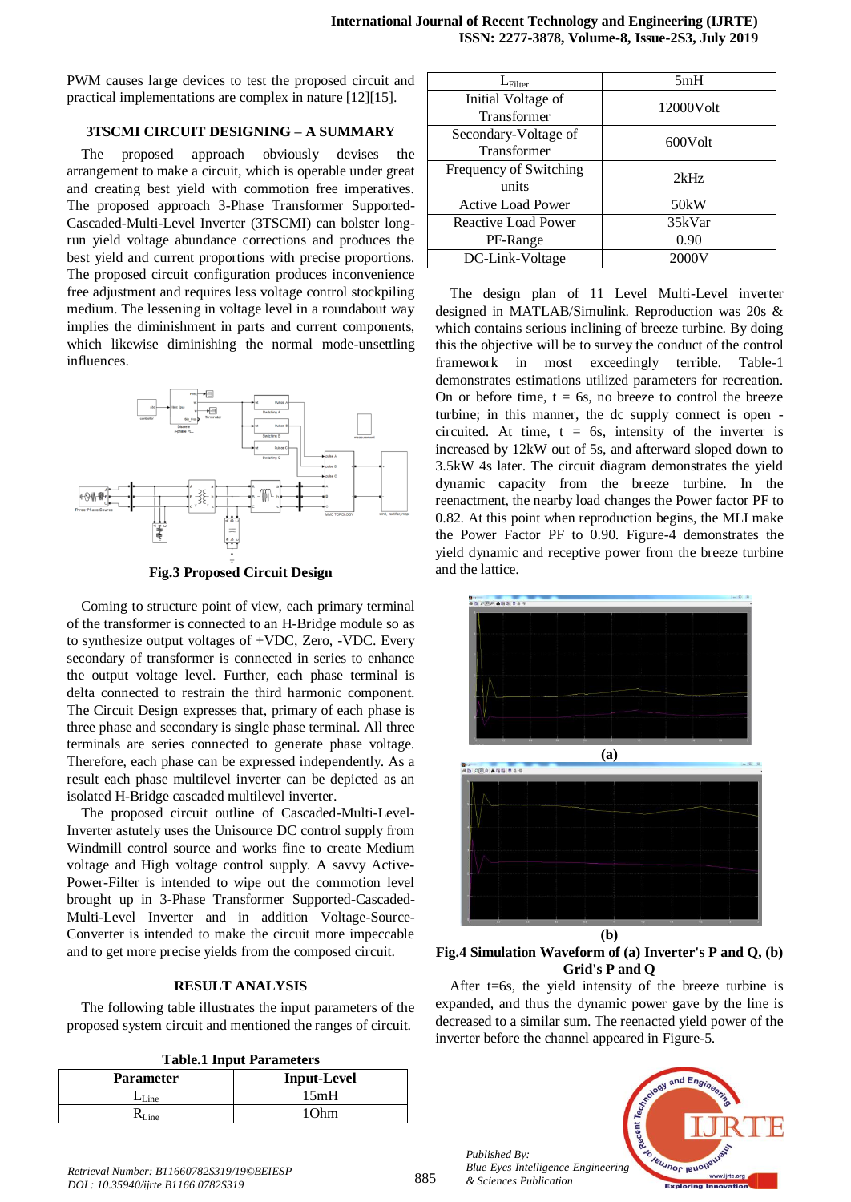PWM causes large devices to test the proposed circuit and practical implementations are complex in nature [12][15].

### 3TSCMI CIRCUIT DESIGNING – A SUMMARY

The proposed approach obviously devises the arrangement to make a circuit, which is operable under great and creating best yield with commotion free imperatives. The proposed approach 3-Phase Transformer Supported-Cascaded-Multi-Level Inverter (3TSCMI) can bolster long-run yield voltage abundance corrections and produces the best yield and current proportions with precise proportions. The proposed circuit configuration produces inconvenience free adjustment and requires less voltage control stockpiling medium. The lessening in voltage level in a roundabout way implies the diminishment in parts and current components, which likewise diminishing the normal mode-unsettling influences.

**Fig.3 Proposed Circuit Design**

Coming to structure point of view, each primary terminal of the transformer is connected to an H-Bridge module so as to synthesize output voltages of +VDC, Zero, -VDC. Every secondary of transformer is connected in series to enhance the output voltage level. Further, each phase terminal is delta connected to restrain the third harmonic component. The Circuit Design expresses that, primary of each phase is three phase and secondary is single phase terminal. All three terminals are series connected to generate phase voltage. Therefore, each phase can be expressed independently. As a result each phase multilevel inverter can be depicted as an isolated H-Bridge cascaded multilevel inverter.

The proposed circuit outline of Cascaded-Multi-Level-Inverter astutely uses the Unisource DC control supply from Windmill control source and works fine to create Medium voltage and High voltage control supply. A savvy Active-Power-Filter is intended to wipe out the commotion level brought up in 3-Phase Transformer Supported-Cascaded-Multi-Level Inverter and in addition Voltage-Source-Converter is intended to make the circuit more impeccable and to get more precise yields from the composed circuit.

### RESULT ANALYSIS

The following table illustrates the input parameters of the proposed system circuit and mentioned the ranges of circuit.

**Table.1 Input Parameters**

| Parameter | Input-Level |
|---|---|
| $L_{Line}$ | 15mH |
| $R_{Line}$ | 1Ohm |
| $L_{Filter}$ | 5mH |
| Initial Voltage of Transformer | 12000Volt |
| Secondary-Voltage of Transformer | 600Volt |
| Frequency of Switching units | 2kHz |
| Active Load Power | 50kW |
| Reactive Load Power | 35kVar |
| PF-Range | 0.90 |
| DC-Link-Voltage | 2000V |

The design plan of 11 Level Multi-Level inverter designed in MATLAB/Simulink. Reproduction was 20s & which contains serious inclining of breeze turbine. By doing this the objective will be to survey the conduct of the control framework in most exceedingly terrible. Table-1 demonstrates estimations utilized parameters for recreation. On or before time, t = 6s, no breeze to control the breeze turbine; in this manner, the dc supply connect is open -circuited. At time, t = 6s, intensity of the inverter is increased by 12kW out of 5s, and afterward sloped down to 3.5kW 4s later. The circuit diagram demonstrates the yield dynamic capacity from the breeze turbine. In the reenactment, the nearby load changes the Power factor PF to 0.82. At this point when reproduction begins, the MLI make the Power Factor PF to 0.90. Figure-4 demonstrates the yield dynamic and receptive power from the breeze turbine and the lattice.

(a)

(b)

**Fig.4 Simulation Waveform of (a) Inverter's P and Q, (b) Grid's P and Q**

After t=6s, the yield intensity of the breeze turbine is expanded, and thus the dynamic power gave by the line is decreased to a similar sum. The reenacted yield power of the inverter before the channel appeared in Figure-5.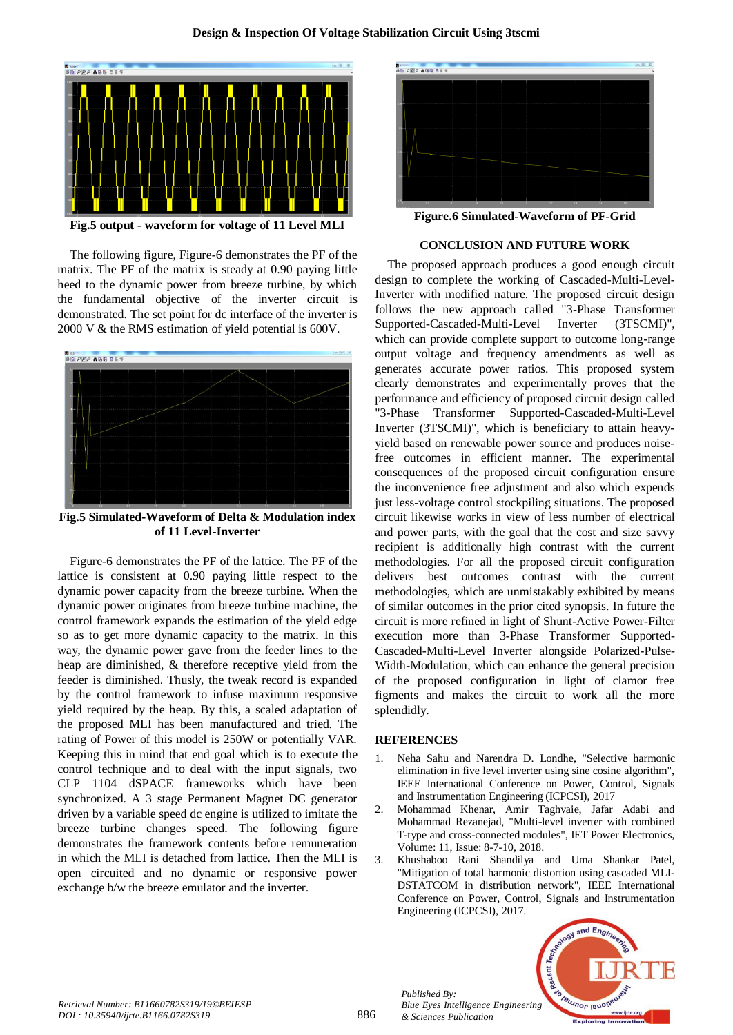Fig.5 output - waveform for voltage of 11 Level MLI

The following figure, Figure-6 demonstrates the PF of the matrix. The PF of the matrix is steady at 0.90 paying little heed to the dynamic power from breeze turbine, by which the fundamental objective of the inverter circuit is demonstrated. The set point for dc interface of the inverter is 2000 V & the RMS estimation of yield potential is 600V.

Fig.5 Simulated-Waveform of Delta & Modulation index of 11 Level-Inverter

Figure-6 demonstrates the PF of the lattice. The PF of the lattice is consistent at 0.90 paying little respect to the dynamic power capacity from the breeze turbine. When the dynamic power originates from breeze turbine machine, the control framework expands the estimation of the yield edge so as to get more dynamic capacity to the matrix. In this way, the dynamic power gave from the feeder lines to the heap are diminished, & therefore receptive yield from the feeder is diminished. Thusly, the tweak record is expanded by the control framework to infuse maximum responsive yield required by the heap. By this, a scaled adaptation of the proposed MLI has been manufactured and tried. The rating of Power of this model is 250W or potentially VAR. Keeping this in mind that end goal which is to execute the control technique and to deal with the input signals, two CLP 1104 dSPACE frameworks which have been synchronized. A 3 stage Permanent Magnet DC generator driven by a variable speed dc engine is utilized to imitate the breeze turbine changes speed. The following figure demonstrates the framework contents before remuneration in which the MLI is detached from lattice. Then the MLI is open circuited and no dynamic or responsive power exchange b/w the breeze emulator and the inverter.

Figure.6 Simulated-Waveform of PF-Grid

## CONCLUSION AND FUTURE WORK

The proposed approach produces a good enough circuit design to complete the working of Cascaded-Multi-Level-Inverter with modified nature. The proposed circuit design follows the new approach called "3-Phase Transformer Supported-Cascaded-Multi-Level Inverter (3TSCMI)", which can provide complete support to outcome long-range output voltage and frequency amendments as well as generates accurate power ratios. This proposed system clearly demonstrates and experimentally proves that the performance and efficiency of proposed circuit design called "3-Phase Transformer Supported-Cascaded-Multi-Level Inverter (3TSCMI)", which is beneficiary to attain heavy-yield based on renewable power source and produces noise-free outcomes in efficient manner. The experimental consequences of the proposed circuit configuration ensure the inconvenience free adjustment and also which expends just less-voltage control stockpiling situations. The proposed circuit likewise works in view of less number of electrical and power parts, with the goal that the cost and size savvy recipient is additionally high contrast with the current methodologies. For all the proposed circuit configuration delivers best outcomes contrast with the current methodologies, which are unmistakably exhibited by means of similar outcomes in the prior cited synopsis. In future the circuit is more refined in light of Shunt-Active Power-Filter execution more than 3-Phase Transformer Supported-Cascaded-Multi-Level Inverter alongside Polarized-Pulse-Width-Modulation, which can enhance the general precision of the proposed configuration in light of clamor free figments and makes the circuit to work all the more splendidly.

## REFERENCES

1. Neha Sahu and Narendra D. Londhe, "Selective harmonic elimination in five level inverter using sine cosine algorithm", IEEE International Conference on Power, Control, Signals and Instrumentation Engineering (ICPCSI), 2017
2. Mohammad Khenar, Amir Taghvaie, Jafar Adabi and Mohammad Rezanejad, "Multi-level inverter with combined T-type and cross-connected modules", IET Power Electronics, Volume: 11, Issue: 8-7-10, 2018.
3. Khushaboo Rani Shandilya and Uma Shankar Patel, "Mitigation of total harmonic distortion using cascaded MLI-DSTATCOM in distribution network", IEEE International Conference on Power, Control, Signals and Instrumentation Engineering (ICPCSI), 2017.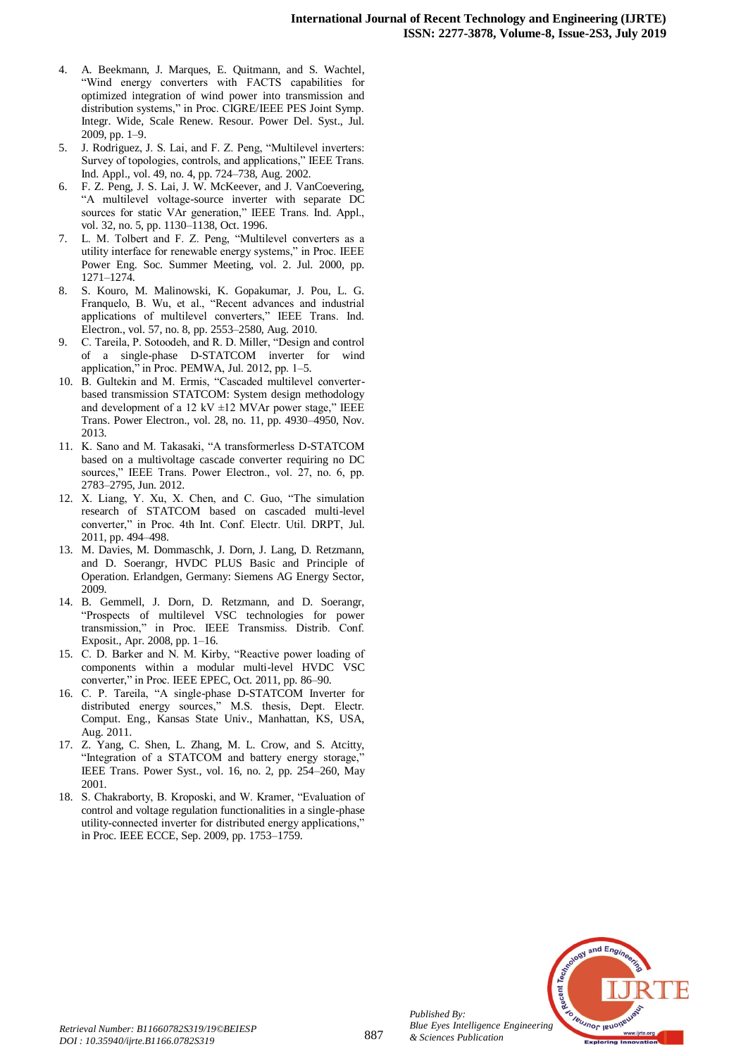4. A. Beekmann, J. Marques, E. Quitmann, and S. Wachtel, "Wind energy converters with FACTS capabilities for optimized integration of wind power into transmission and distribution systems," in Proc. CIGRE/IEEE PES Joint Symp. Integr. Wide, Scale Renew. Resour. Power Del. Syst., Jul. 2009, pp. 1–9.
5. J. Rodriguez, J. S. Lai, and F. Z. Peng, "Multilevel inverters: Survey of topologies, controls, and applications," IEEE Trans. Ind. Appl., vol. 49, no. 4, pp. 724–738, Aug. 2002.
6. F. Z. Peng, J. S. Lai, J. W. McKeever, and J. VanCoevering, "A multilevel voltage-source inverter with separate DC sources for static VAr generation," IEEE Trans. Ind. Appl., vol. 32, no. 5, pp. 1130–1138, Oct. 1996.
7. L. M. Tolbert and F. Z. Peng, "Multilevel converters as a utility interface for renewable energy systems," in Proc. IEEE Power Eng. Soc. Summer Meeting, vol. 2. Jul. 2000, pp. 1271–1274.
8. S. Kouro, M. Malinowski, K. Gopakumar, J. Pou, L. G. Franquelo, B. Wu, et al., "Recent advances and industrial applications of multilevel converters," IEEE Trans. Ind. Electron., vol. 57, no. 8, pp. 2553–2580, Aug. 2010.
9. C. Tareila, P. Sotoodeh, and R. D. Miller, "Design and control of a single-phase D-STATCOM inverter for wind application," in Proc. PEMWA, Jul. 2012, pp. 1–5.
10. B. Gultekin and M. Ermis, "Cascaded multilevel converter-based transmission STATCOM: System design methodology and development of a 12 kV ±12 MVAr power stage," IEEE Trans. Power Electron., vol. 28, no. 11, pp. 4930–4950, Nov. 2013.
11. K. Sano and M. Takasaki, "A transformerless D-STATCOM based on a multivoltage cascade converter requiring no DC sources," IEEE Trans. Power Electron., vol. 27, no. 6, pp. 2783–2795, Jun. 2012.
12. X. Liang, Y. Xu, X. Chen, and C. Guo, "The simulation research of STATCOM based on cascaded multi-level converter," in Proc. 4th Int. Conf. Electr. Util. DRPT, Jul. 2011, pp. 494–498.
13. M. Davies, M. Dommaschk, J. Dorn, J. Lang, D. Retzmann, and D. Soerangr, HVDC PLUS Basic and Principle of Operation. Erlandgen, Germany: Siemens AG Energy Sector, 2009.
14. B. Gemmell, J. Dorn, D. Retzmann, and D. Soerangr, "Prospects of multilevel VSC technologies for power transmission," in Proc. IEEE Transmiss. Distrib. Conf. Exposit., Apr. 2008, pp. 1–16.
15. C. D. Barker and N. M. Kirby, "Reactive power loading of components within a modular multi-level HVDC VSC converter," in Proc. IEEE EPEC, Oct. 2011, pp. 86–90.
16. C. P. Tareila, "A single-phase D-STATCOM Inverter for distributed energy sources," M.S. thesis, Dept. Electr. Comput. Eng., Kansas State Univ., Manhattan, KS, USA, Aug. 2011.
17. Z. Yang, C. Shen, L. Zhang, M. L. Crow, and S. Atcitty, "Integration of a STATCOM and battery energy storage," IEEE Trans. Power Syst., vol. 16, no. 2, pp. 254–260, May 2001.
18. S. Chakraborty, B. Kroposki, and W. Kramer, "Evaluation of control and voltage regulation functionalities in a single-phase utility-connected inverter for distributed energy applications," in Proc. IEEE ECCE, Sep. 2009, pp. 1753–1759.